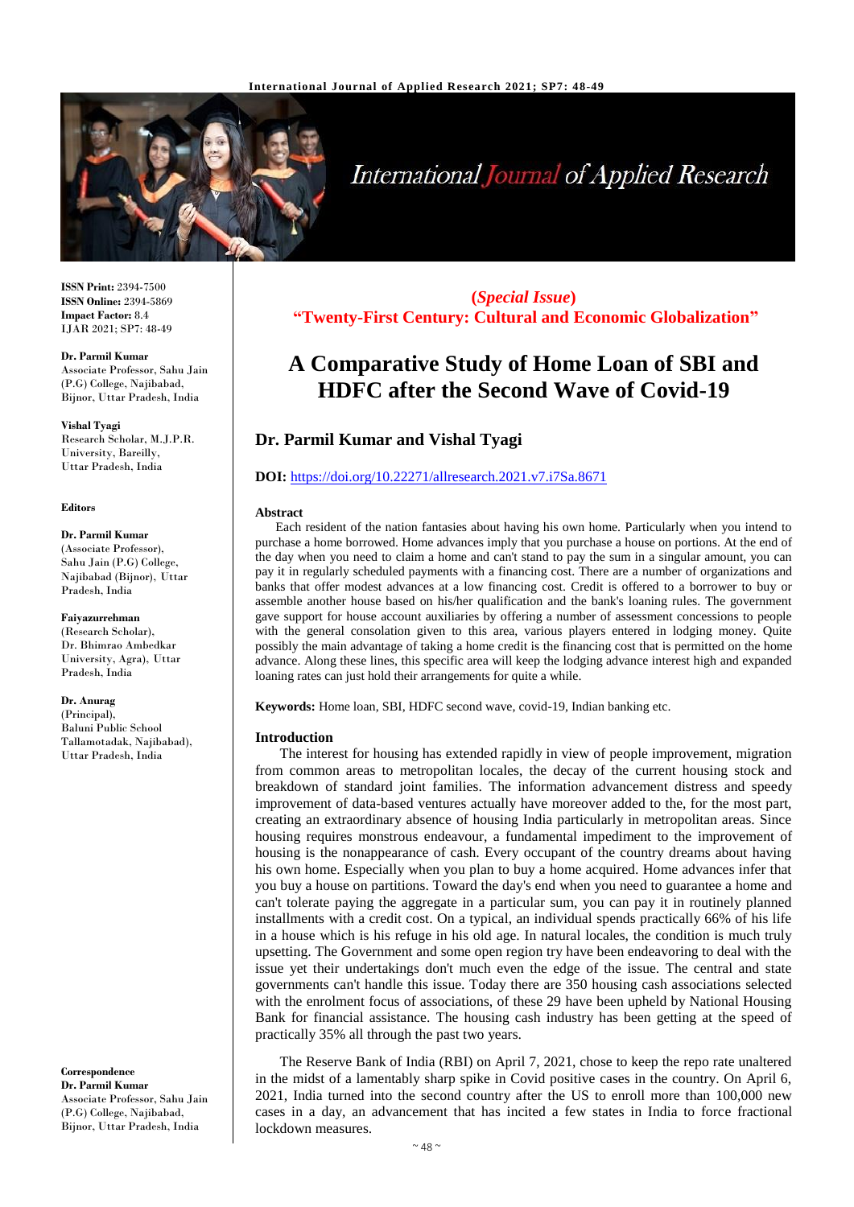**ISSN Print:** 2394-7500
**ISSN Online:** 2394-5869
**Impact Factor:** 8.4
IJAR 2021; SP7: 48-49

**Dr. Parmil Kumar**
Associate Professor, Sahu Jain (P.G) College, Najibabad, Bijnor, Uttar Pradesh, India

**Vishal Tyagi**
Research Scholar, M.J.P.R. University, Bareilly, Uttar Pradesh, India

**Editors**

**Dr. Parmil Kumar**
(Associate Professor), Sahu Jain (P.G) College, Najibabad (Bijnor), Uttar Pradesh, India

**Faiyazurrehman**
(Research Scholar), Dr. Bhimrao Ambedkar University, Agra), Uttar Pradesh, India

**Dr. Anurag**
(Principal), Baluni Public School Tallamotadak, Najibabad), Uttar Pradesh, India

**Correspondence**
**Dr. Parmil Kumar**
Associate Professor, Sahu Jain (P.G) College, Najibabad, Bijnor, Uttar Pradesh, India

**(*Special Issue*)**
**"Twenty-First Century: Cultural and Economic Globalization"**

# A Comparative Study of Home Loan of SBI and HDFC after the Second Wave of Covid-19

## Dr. Parmil Kumar and Vishal Tyagi

**DOI:** https://doi.org/10.22271/allresearch.2021.v7.i7Sa.8671

### Abstract

Each resident of the nation fantasies about having his own home. Particularly when you intend to purchase a home borrowed. Home advances imply that you purchase a house on portions. At the end of the day when you need to claim a home and can't stand to pay the sum in a singular amount, you can pay it in regularly scheduled payments with a financing cost. There are a number of organizations and banks that offer modest advances at a low financing cost. Credit is offered to a borrower to buy or assemble another house based on his/her qualification and the bank's loaning rules. The government gave support for house account auxiliaries by offering a number of assessment concessions to people with the general consolation given to this area, various players entered in lodging money. Quite possibly the main advantage of taking a home credit is the financing cost that is permitted on the home advance. Along these lines, this specific area will keep the lodging advance interest high and expanded loaning rates can just hold their arrangements for quite a while.

**Keywords:** Home loan, SBI, HDFC second wave, covid-19, Indian banking etc.

### Introduction

The interest for housing has extended rapidly in view of people improvement, migration from common areas to metropolitan locales, the decay of the current housing stock and breakdown of standard joint families. The information advancement distress and speedy improvement of data-based ventures actually have moreover added to the, for the most part, creating an extraordinary absence of housing India particularly in metropolitan areas. Since housing requires monstrous endeavour, a fundamental impediment to the improvement of housing is the nonappearance of cash. Every occupant of the country dreams about having his own home. Especially when you plan to buy a home acquired. Home advances infer that you buy a house on partitions. Toward the day's end when you need to guarantee a home and can't tolerate paying the aggregate in a particular sum, you can pay it in routinely planned installments with a credit cost. On a typical, an individual spends practically 66% of his life in a house which is his refuge in his old age. In natural locales, the condition is much truly upsetting. The Government and some open region try have been endeavoring to deal with the issue yet their undertakings don't much even the edge of the issue. The central and state governments can't handle this issue. Today there are 350 housing cash associations selected with the enrolment focus of associations, of these 29 have been upheld by National Housing Bank for financial assistance. The housing cash industry has been getting at the speed of practically 35% all through the past two years.

The Reserve Bank of India (RBI) on April 7, 2021, chose to keep the repo rate unaltered in the midst of a lamentably sharp spike in Covid positive cases in the country. On April 6, 2021, India turned into the second country after the US to enroll more than 100,000 new cases in a day, an advancement that has incited a few states in India to force fractional lockdown measures.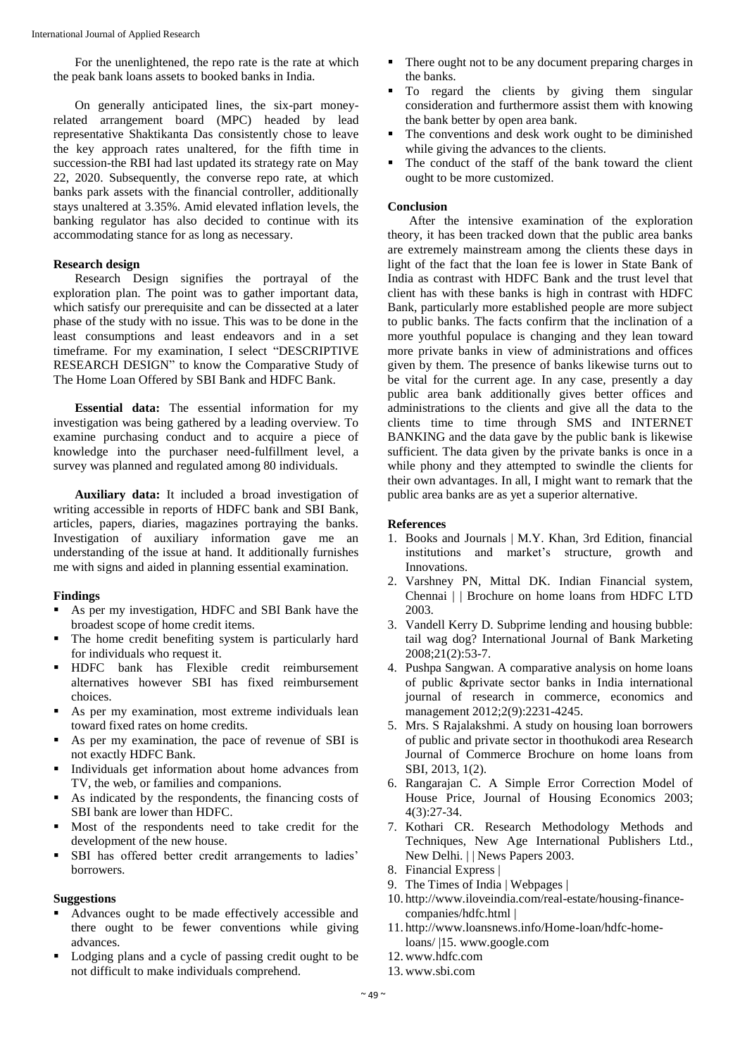For the unenlightened, the repo rate is the rate at which the peak bank loans assets to booked banks in India.

On generally anticipated lines, the six-part money-related arrangement board (MPC) headed by lead representative Shaktikanta Das consistently chose to leave the key approach rates unaltered, for the fifth time in succession-the RBI had last updated its strategy rate on May 22, 2020. Subsequently, the converse repo rate, at which banks park assets with the financial controller, additionally stays unaltered at 3.35%. Amid elevated inflation levels, the banking regulator has also decided to continue with its accommodating stance for as long as necessary.

**Research design**

Research Design signifies the portrayal of the exploration plan. The point was to gather important data, which satisfy our prerequisite and can be dissected at a later phase of the study with no issue. This was to be done in the least consumptions and least endeavors and in a set timeframe. For my examination, I select "DESCRIPTIVE RESEARCH DESIGN" to know the Comparative Study of The Home Loan Offered by SBI Bank and HDFC Bank.

**Essential data:** The essential information for my investigation was being gathered by a leading overview. To examine purchasing conduct and to acquire a piece of knowledge into the purchaser need-fulfillment level, a survey was planned and regulated among 80 individuals.

**Auxiliary data:** It included a broad investigation of writing accessible in reports of HDFC bank and SBI Bank, articles, papers, diaries, magazines portraying the banks. Investigation of auxiliary information gave me an understanding of the issue at hand. It additionally furnishes me with signs and aided in planning essential examination.

**Findings**

- As per my investigation, HDFC and SBI Bank have the broadest scope of home credit items.
- The home credit benefiting system is particularly hard for individuals who request it.
- HDFC bank has Flexible credit reimbursement alternatives however SBI has fixed reimbursement choices.
- As per my examination, most extreme individuals lean toward fixed rates on home credits.
- As per my examination, the pace of revenue of SBI is not exactly HDFC Bank.
- Individuals get information about home advances from TV, the web, or families and companions.
- As indicated by the respondents, the financing costs of SBI bank are lower than HDFC.
- Most of the respondents need to take credit for the development of the new house.
- SBI has offered better credit arrangements to ladies' borrowers.

**Suggestions**

- Advances ought to be made effectively accessible and there ought to be fewer conventions while giving advances.
- Lodging plans and a cycle of passing credit ought to be not difficult to make individuals comprehend.
- There ought not to be any document preparing charges in the banks.
- To regard the clients by giving them singular consideration and furthermore assist them with knowing the bank better by open area bank.
- The conventions and desk work ought to be diminished while giving the advances to the clients.
- The conduct of the staff of the bank toward the client ought to be more customized.

**Conclusion**

After the intensive examination of the exploration theory, it has been tracked down that the public area banks are extremely mainstream among the clients these days in light of the fact that the loan fee is lower in State Bank of India as contrast with HDFC Bank and the trust level that client has with these banks is high in contrast with HDFC Bank, particularly more established people are more subject to public banks. The facts confirm that the inclination of a more youthful populace is changing and they lean toward more private banks in view of administrations and offices given by them. The presence of banks likewise turns out to be vital for the current age. In any case, presently a day public area bank additionally gives better offices and administrations to the clients and give all the data to the clients time to time through SMS and INTERNET BANKING and the data gave by the public bank is likewise sufficient. The data given by the private banks is once in a while phony and they attempted to swindle the clients for their own advantages. In all, I might want to remark that the public area banks are as yet a superior alternative.

**References**

1. Books and Journals | M.Y. Khan, 3rd Edition, financial institutions and market's structure, growth and Innovations.
2. Varshney PN, Mittal DK. Indian Financial system, Chennai | | Brochure on home loans from HDFC LTD 2003.
3. Vandell Kerry D. Subprime lending and housing bubble: tail wag dog? International Journal of Bank Marketing 2008;21(2):53-7.
4. Pushpa Sangwan. A comparative analysis on home loans of public &private sector banks in India international journal of research in commerce, economics and management 2012;2(9):2231-4245.
5. Mrs. S Rajalakshmi. A study on housing loan borrowers of public and private sector in thoothukodi area Research Journal of Commerce Brochure on home loans from SBI, 2013, 1(2).
6. Rangarajan C. A Simple Error Correction Model of House Price, Journal of Housing Economics 2003; 4(3):27-34.
7. Kothari CR. Research Methodology Methods and Techniques, New Age International Publishers Ltd., New Delhi. | | News Papers 2003.
8. Financial Express |
9. The Times of India | Webpages |
10. http://www.iloveindia.com/real-estate/housing-finance-companies/hdfc.html |
11. http://www.loansnews.info/Home-loan/hdfc-home-loans/ |15. www.google.com
12. www.hdfc.com
13. www.sbi.com